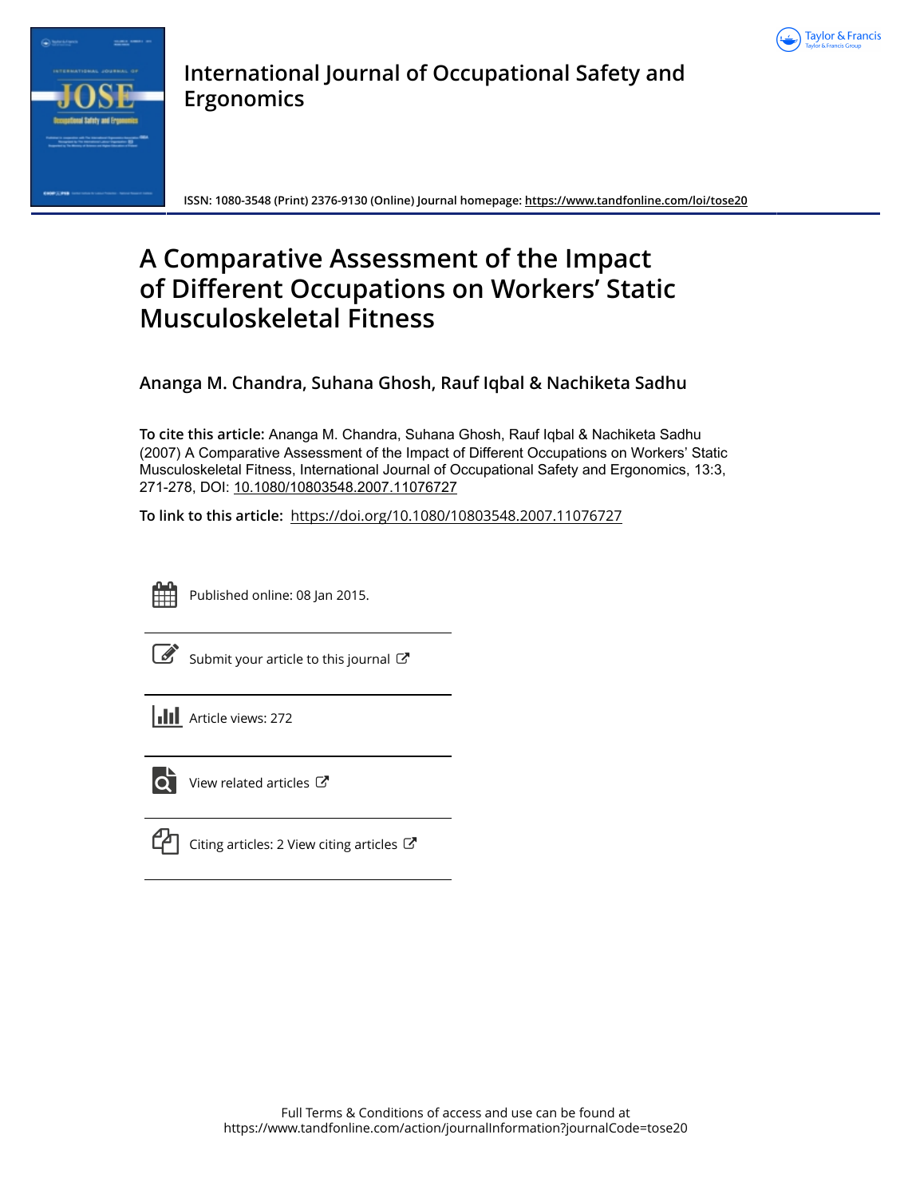International Journal of Occupational Safety and Ergonomics

ISSN: 1080-3548 (Print) 2376-9130 (Online) Journal homepage: https://www.tandfonline.com/loi/tose20

# A Comparative Assessment of the Impact of Different Occupations on Workers' Static Musculoskeletal Fitness

## Ananga M. Chandra, Suhana Ghosh, Rauf Iqbal & Nachiketa Sadhu

**To cite this article:** Ananga M. Chandra, Suhana Ghosh, Rauf Iqbal & Nachiketa Sadhu (2007) A Comparative Assessment of the Impact of Different Occupations on Workers' Static Musculoskeletal Fitness, International Journal of Occupational Safety and Ergonomics, 13:3, 271-278, DOI: 10.1080/10803548.2007.11076727

**To link to this article:** https://doi.org/10.1080/10803548.2007.11076727

Published online: 08 Jan 2015.

Submit your article to this journal

Article views: 272

View related articles

Citing articles: 2 View citing articles

Full Terms & Conditions of access and use can be found at
https://www.tandfonline.com/action/journalInformation?journalCode=tose20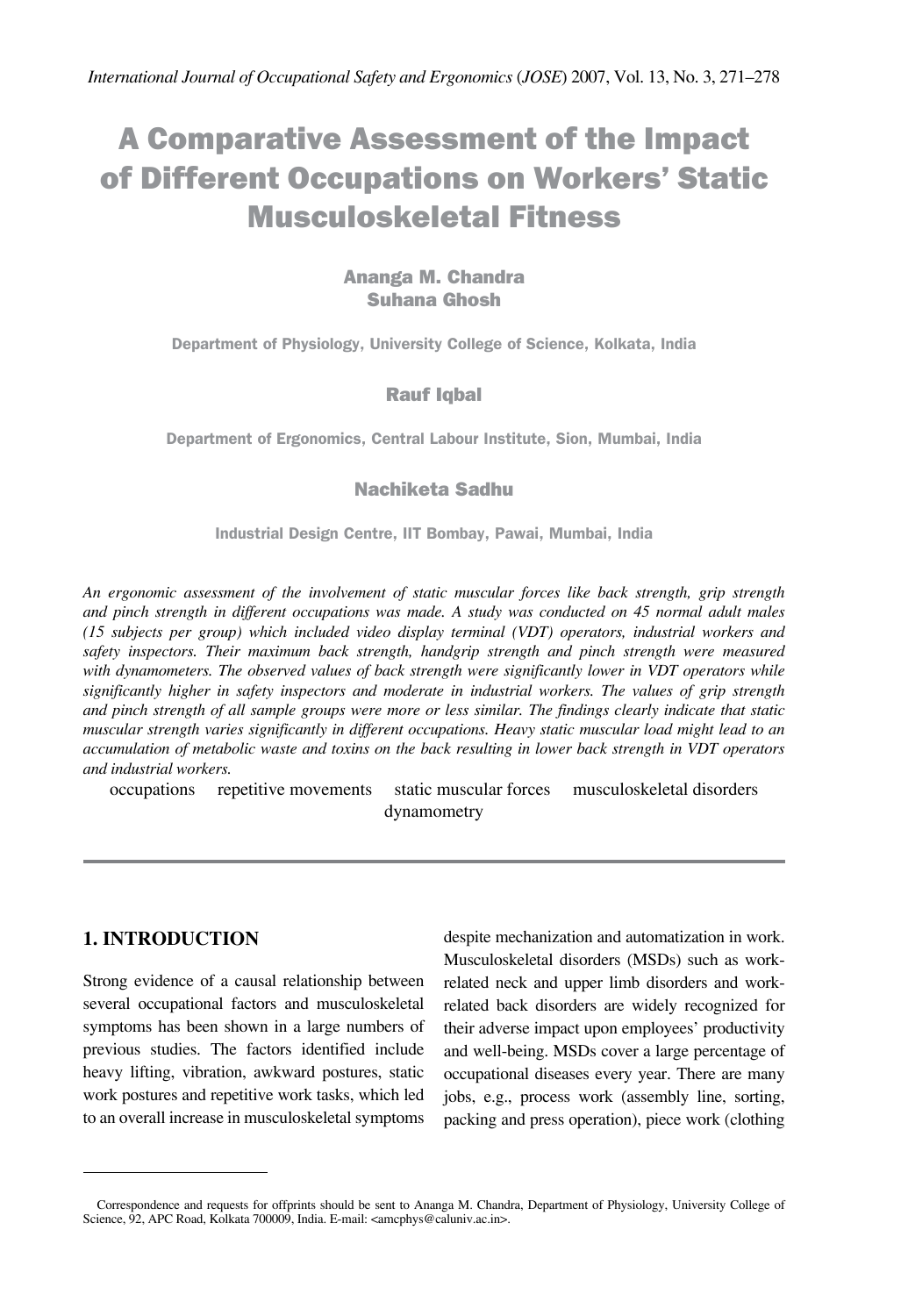# A Comparative Assessment of the Impact of Different Occupations on Workers' Static Musculoskeletal Fitness

**Ananga M. Chandra**
**Suhana Ghosh**

Department of Physiology, University College of Science, Kolkata, India

**Rauf Iqbal**

Department of Ergonomics, Central Labour Institute, Sion, Mumbai, India

**Nachiketa Sadhu**

Industrial Design Centre, IIT Bombay, Pawai, Mumbai, India

*An ergonomic assessment of the involvement of static muscular forces like back strength, grip strength and pinch strength in different occupations was made. A study was conducted on 45 normal adult males (15 subjects per group) which included video display terminal (VDT) operators, industrial workers and safety inspectors. Their maximum back strength, handgrip strength and pinch strength were measured with dynamometers. The observed values of back strength were significantly lower in VDT operators while significantly higher in safety inspectors and moderate in industrial workers. The values of grip strength and pinch strength of all sample groups were more or less similar. The findings clearly indicate that static muscular strength varies significantly in different occupations. Heavy static muscular load might lead to an accumulation of metabolic waste and toxins on the back resulting in lower back strength in VDT operators and industrial workers.*

occupations repetitive movements static muscular forces musculoskeletal disorders dynamometry

## 1. INTRODUCTION

Strong evidence of a causal relationship between several occupational factors and musculoskeletal symptoms has been shown in a large numbers of previous studies. The factors identified include heavy lifting, vibration, awkward postures, static work postures and repetitive work tasks, which led to an overall increase in musculoskeletal symptoms despite mechanization and automatization in work. Musculoskeletal disorders (MSDs) such as work-related neck and upper limb disorders and work-related back disorders are widely recognized for their adverse impact upon employees' productivity and well-being. MSDs cover a large percentage of occupational diseases every year. There are many jobs, e.g., process work (assembly line, sorting, packing and press operation), piece work (clothing

Correspondence and requests for offprints should be sent to Ananga M. Chandra, Department of Physiology, University College of Science, 92, APC Road, Kolkata 700009, India. E-mail: <amcphys@caluniv.ac.in>.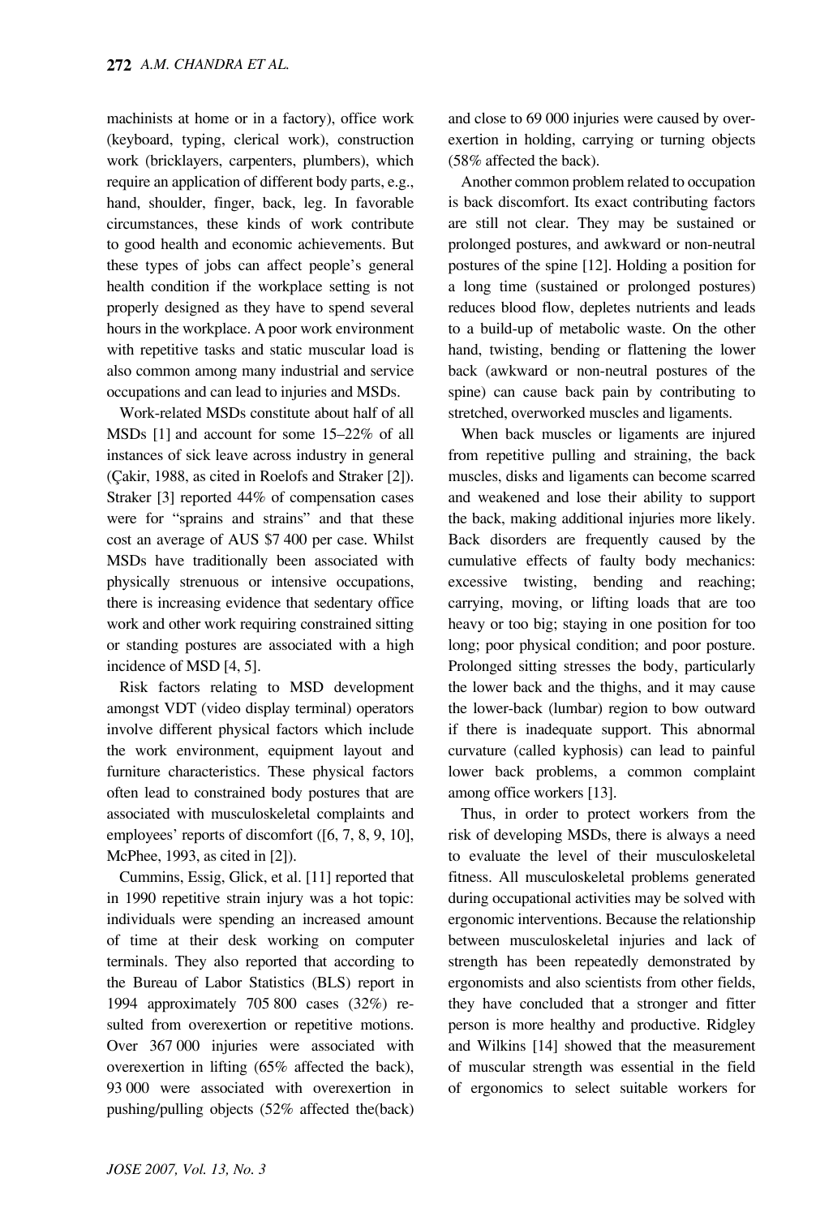machinists at home or in a factory), office work (keyboard, typing, clerical work), construction work (bricklayers, carpenters, plumbers), which require an application of different body parts, e.g., hand, shoulder, finger, back, leg. In favorable circumstances, these kinds of work contribute to good health and economic achievements. But these types of jobs can affect people's general health condition if the workplace setting is not properly designed as they have to spend several hours in the workplace. A poor work environment with repetitive tasks and static muscular load is also common among many industrial and service occupations and can lead to injuries and MSDs.

Work-related MSDs constitute about half of all MSDs [1] and account for some 15–22% of all instances of sick leave across industry in general (Çakir, 1988, as cited in Roelofs and Straker [2]). Straker [3] reported 44% of compensation cases were for "sprains and strains" and that these cost an average of AUS $7 400 per case. Whilst MSDs have traditionally been associated with physically strenuous or intensive occupations, there is increasing evidence that sedentary office work and other work requiring constrained sitting or standing postures are associated with a high incidence of MSD [4, 5].

Risk factors relating to MSD development amongst VDT (video display terminal) operators involve different physical factors which include the work environment, equipment layout and furniture characteristics. These physical factors often lead to constrained body postures that are associated with musculoskeletal complaints and employees' reports of discomfort ([6, 7, 8, 9, 10], McPhee, 1993, as cited in [2]).

Cummins, Essig, Glick, et al. [11] reported that in 1990 repetitive strain injury was a hot topic: individuals were spending an increased amount of time at their desk working on computer terminals. They also reported that according to the Bureau of Labor Statistics (BLS) report in 1994 approximately 705 800 cases (32%) resulted from overexertion or repetitive motions. Over 367 000 injuries were associated with overexertion in lifting (65% affected the back), 93 000 were associated with overexertion in pushing/pulling objects (52% affected the(back) and close to 69 000 injuries were caused by overexertion in holding, carrying or turning objects (58% affected the back).

Another common problem related to occupation is back discomfort. Its exact contributing factors are still not clear. They may be sustained or prolonged postures, and awkward or non-neutral postures of the spine [12]. Holding a position for a long time (sustained or prolonged postures) reduces blood flow, depletes nutrients and leads to a build-up of metabolic waste. On the other hand, twisting, bending or flattening the lower back (awkward or non-neutral postures of the spine) can cause back pain by contributing to stretched, overworked muscles and ligaments.

When back muscles or ligaments are injured from repetitive pulling and straining, the back muscles, disks and ligaments can become scarred and weakened and lose their ability to support the back, making additional injuries more likely. Back disorders are frequently caused by the cumulative effects of faulty body mechanics: excessive twisting, bending and reaching; carrying, moving, or lifting loads that are too heavy or too big; staying in one position for too long; poor physical condition; and poor posture. Prolonged sitting stresses the body, particularly the lower back and the thighs, and it may cause the lower-back (lumbar) region to bow outward if there is inadequate support. This abnormal curvature (called kyphosis) can lead to painful lower back problems, a common complaint among office workers [13].

Thus, in order to protect workers from the risk of developing MSDs, there is always a need to evaluate the level of their musculoskeletal fitness. All musculoskeletal problems generated during occupational activities may be solved with ergonomic interventions. Because the relationship between musculoskeletal injuries and lack of strength has been repeatedly demonstrated by ergonomists and also scientists from other fields, they have concluded that a stronger and fitter person is more healthy and productive. Ridgley and Wilkins [14] showed that the measurement of muscular strength was essential in the field of ergonomics to select suitable workers for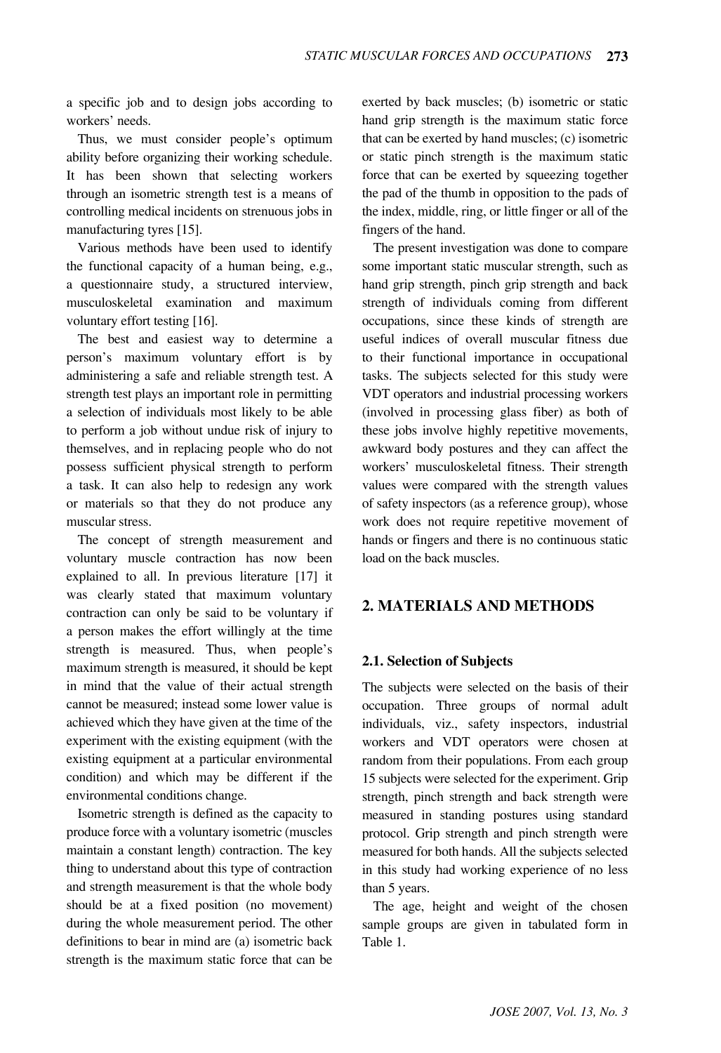a specific job and to design jobs according to workers' needs.

Thus, we must consider people's optimum ability before organizing their working schedule. It has been shown that selecting workers through an isometric strength test is a means of controlling medical incidents on strenuous jobs in manufacturing tyres [15].

Various methods have been used to identify the functional capacity of a human being, e.g., a questionnaire study, a structured interview, musculoskeletal examination and maximum voluntary effort testing [16].

The best and easiest way to determine a person's maximum voluntary effort is by administering a safe and reliable strength test. A strength test plays an important role in permitting a selection of individuals most likely to be able to perform a job without undue risk of injury to themselves, and in replacing people who do not possess sufficient physical strength to perform a task. It can also help to redesign any work or materials so that they do not produce any muscular stress.

The concept of strength measurement and voluntary muscle contraction has now been explained to all. In previous literature [17] it was clearly stated that maximum voluntary contraction can only be said to be voluntary if a person makes the effort willingly at the time strength is measured. Thus, when people's maximum strength is measured, it should be kept in mind that the value of their actual strength cannot be measured; instead some lower value is achieved which they have given at the time of the experiment with the existing equipment (with the existing equipment at a particular environmental condition) and which may be different if the environmental conditions change.

Isometric strength is defined as the capacity to produce force with a voluntary isometric (muscles maintain a constant length) contraction. The key thing to understand about this type of contraction and strength measurement is that the whole body should be at a fixed position (no movement) during the whole measurement period. The other definitions to bear in mind are (a) isometric back strength is the maximum static force that can be exerted by back muscles; (b) isometric or static hand grip strength is the maximum static force that can be exerted by hand muscles; (c) isometric or static pinch strength is the maximum static force that can be exerted by squeezing together the pad of the thumb in opposition to the pads of the index, middle, ring, or little finger or all of the fingers of the hand.

The present investigation was done to compare some important static muscular strength, such as hand grip strength, pinch grip strength and back strength of individuals coming from different occupations, since these kinds of strength are useful indices of overall muscular fitness due to their functional importance in occupational tasks. The subjects selected for this study were VDT operators and industrial processing workers (involved in processing glass fiber) as both of these jobs involve highly repetitive movements, awkward body postures and they can affect the workers' musculoskeletal fitness. Their strength values were compared with the strength values of safety inspectors (as a reference group), whose work does not require repetitive movement of hands or fingers and there is no continuous static load on the back muscles.

## 2. MATERIALS AND METHODS

### 2.1. Selection of Subjects

The subjects were selected on the basis of their occupation. Three groups of normal adult individuals, viz., safety inspectors, industrial workers and VDT operators were chosen at random from their populations. From each group 15 subjects were selected for the experiment. Grip strength, pinch strength and back strength were measured in standing postures using standard protocol. Grip strength and pinch strength were measured for both hands. All the subjects selected in this study had working experience of no less than 5 years.

The age, height and weight of the chosen sample groups are given in tabulated form in Table 1.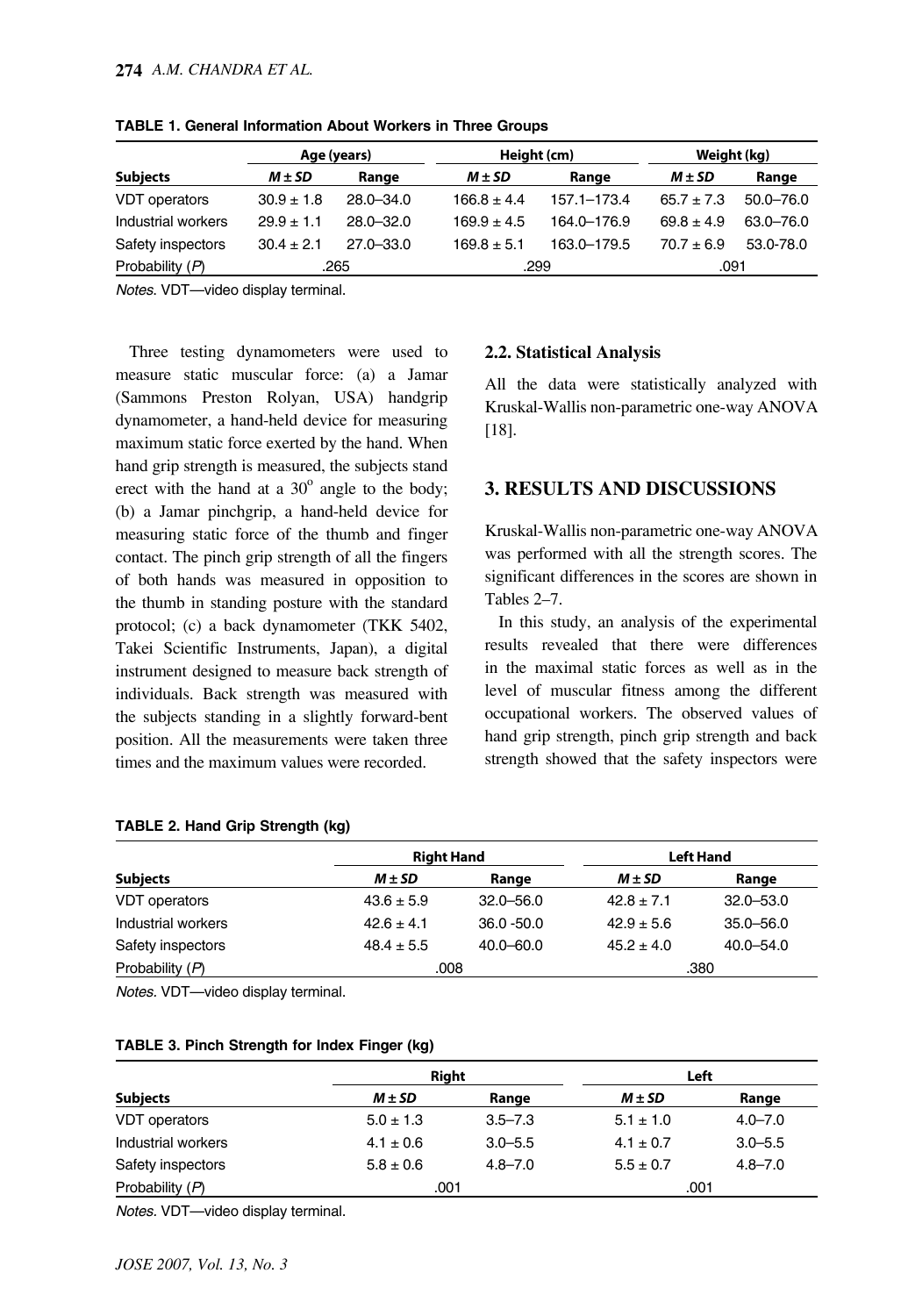**TABLE 1. General Information About Workers in Three Groups**

| Subjects | Age (years) | | Height (cm) | | Weight (kg) | |
|---|---|---|---|---|---|---|
| | *M* ± *SD* | Range | *M* ± *SD* | Range | *M* ± *SD* | Range |
| VDT operators | 30.9 ± 1.8 | 28.0–34.0 | 166.8 ± 4.4 | 157.1–173.4 | 65.7 ± 7.3 | 50.0–76.0 |
| Industrial workers | 29.9 ± 1.1 | 28.0–32.0 | 169.9 ± 4.5 | 164.0–176.9 | 69.8 ± 4.9 | 63.0–76.0 |
| Safety inspectors | 30.4 ± 2.1 | 27.0–33.0 | 169.8 ± 5.1 | 163.0–179.5 | 70.7 ± 6.9 | 53.0-78.0 |
| Probability (*P*) | .265 | | .299 | | .091 | |

*Notes.* VDT—video display terminal.

Three testing dynamometers were used to measure static muscular force: (a) a Jamar (Sammons Preston Rolyan, USA) handgrip dynamometer, a hand-held device for measuring maximum static force exerted by the hand. When hand grip strength is measured, the subjects stand erect with the hand at a 30° angle to the body; (b) a Jamar pinchgrip, a hand-held device for measuring static force of the thumb and finger contact. The pinch grip strength of all the fingers of both hands was measured in opposition to the thumb in standing posture with the standard protocol; (c) a back dynamometer (TKK 5402, Takei Scientific Instruments, Japan), a digital instrument designed to measure back strength of individuals. Back strength was measured with the subjects standing in a slightly forward-bent position. All the measurements were taken three times and the maximum values were recorded.

### 2.2. Statistical Analysis

All the data were statistically analyzed with Kruskal-Wallis non-parametric one-way ANOVA [18].

## 3. RESULTS AND DISCUSSIONS

Kruskal-Wallis non-parametric one-way ANOVA was performed with all the strength scores. The significant differences in the scores are shown in Tables 2–7.

In this study, an analysis of the experimental results revealed that there were differences in the maximal static forces as well as in the level of muscular fitness among the different occupational workers. The observed values of hand grip strength, pinch grip strength and back strength showed that the safety inspectors were

**TABLE 2. Hand Grip Strength (kg)**

| Subjects | Right Hand | | Left Hand | |
|---|---|---|---|---|
| | *M* ± *SD* | Range | *M* ± *SD* | Range |
| VDT operators | 43.6 ± 5.9 | 32.0–56.0 | 42.8 ± 7.1 | 32.0–53.0 |
| Industrial workers | 42.6 ± 4.1 | 36.0 -50.0 | 42.9 ± 5.6 | 35.0–56.0 |
| Safety inspectors | 48.4 ± 5.5 | 40.0–60.0 | 45.2 ± 4.0 | 40.0–54.0 |
| Probability (*P*) | .008 | | .380 | |

*Notes.* VDT—video display terminal.

**TABLE 3. Pinch Strength for Index Finger (kg)**

| Subjects | Right | | Left | |
|---|---|---|---|---|
| | *M* ± *SD* | Range | *M* ± *SD* | Range |
| VDT operators | 5.0 ± 1.3 | 3.5–7.3 | 5.1 ± 1.0 | 4.0–7.0 |
| Industrial workers | 4.1 ± 0.6 | 3.0–5.5 | 4.1 ± 0.7 | 3.0–5.5 |
| Safety inspectors | 5.8 ± 0.6 | 4.8–7.0 | 5.5 ± 0.7 | 4.8–7.0 |
| Probability (*P*) | .001 | | .001 | |

*Notes.* VDT—video display terminal.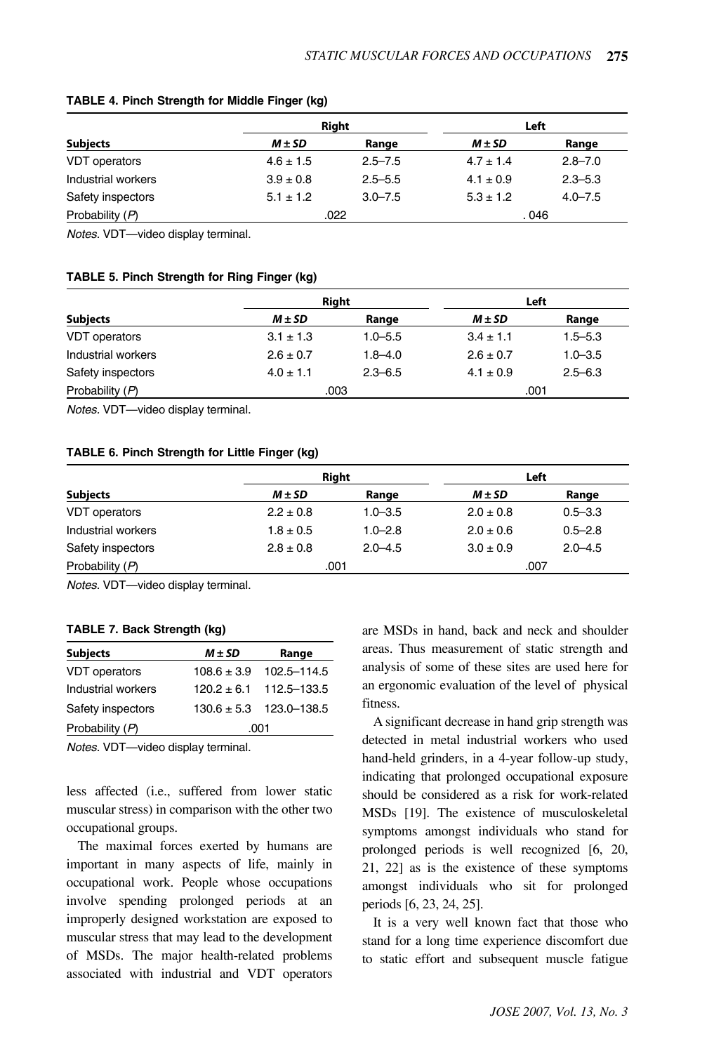**TABLE 4. Pinch Strength for Middle Finger (kg)**

| Subjects | Right | | Left | |
|---|---|---|---|---|
| | *M* ± *SD* | Range | *M* ± *SD* | Range |
| VDT operators | 4.6 ± 1.5 | 2.5–7.5 | 4.7 ± 1.4 | 2.8–7.0 |
| Industrial workers | 3.9 ± 0.8 | 2.5–5.5 | 4.1 ± 0.9 | 2.3–5.3 |
| Safety inspectors | 5.1 ± 1.2 | 3.0–7.5 | 5.3 ± 1.2 | 4.0–7.5 |
| Probability (*P*) | .022 | | . 046 | |

*Notes.* VDT—video display terminal.

**TABLE 5. Pinch Strength for Ring Finger (kg)**

| Subjects | Right | | Left | |
|---|---|---|---|---|
| | *M* ± *SD* | Range | *M* ± *SD* | Range |
| VDT operators | 3.1 ± 1.3 | 1.0–5.5 | 3.4 ± 1.1 | 1.5–5.3 |
| Industrial workers | 2.6 ± 0.7 | 1.8–4.0 | 2.6 ± 0.7 | 1.0–3.5 |
| Safety inspectors | 4.0 ± 1.1 | 2.3–6.5 | 4.1 ± 0.9 | 2.5–6.3 |
| Probability (*P*) | .003 | | .001 | |

*Notes.* VDT—video display terminal.

**TABLE 6. Pinch Strength for Little Finger (kg)**

| Subjects | Right | | Left | |
|---|---|---|---|---|
| | *M* ± *SD* | Range | *M* ± *SD* | Range |
| VDT operators | 2.2 ± 0.8 | 1.0–3.5 | 2.0 ± 0.8 | 0.5–3.3 |
| Industrial workers | 1.8 ± 0.5 | 1.0–2.8 | 2.0 ± 0.6 | 0.5–2.8 |
| Safety inspectors | 2.8 ± 0.8 | 2.0–4.5 | 3.0 ± 0.9 | 2.0–4.5 |
| Probability (*P*) | .001 | | .007 | |

*Notes.* VDT—video display terminal.

**TABLE 7. Back Strength (kg)**

| Subjects | *M* ± *SD* | Range |
|---|---|---|
| VDT operators | 108.6 ± 3.9 | 102.5–114.5 |
| Industrial workers | 120.2 ± 6.1 | 112.5–133.5 |
| Safety inspectors | 130.6 ± 5.3 | 123.0–138.5 |
| Probability (*P*) | .001 | |

*Notes.* VDT—video display terminal.

less affected (i.e., suffered from lower static muscular stress) in comparison with the other two occupational groups.

The maximal forces exerted by humans are important in many aspects of life, mainly in occupational work. People whose occupations involve spending prolonged periods at an improperly designed workstation are exposed to muscular stress that may lead to the development of MSDs. The major health-related problems associated with industrial and VDT operators are MSDs in hand, back and neck and shoulder areas. Thus measurement of static strength and analysis of some of these sites are used here for an ergonomic evaluation of the level of physical fitness.

A significant decrease in hand grip strength was detected in metal industrial workers who used hand-held grinders, in a 4-year follow-up study, indicating that prolonged occupational exposure should be considered as a risk for work-related MSDs [19]. The existence of musculoskeletal symptoms amongst individuals who stand for prolonged periods is well recognized [6, 20, 21, 22] as is the existence of these symptoms amongst individuals who sit for prolonged periods [6, 23, 24, 25].

It is a very well known fact that those who stand for a long time experience discomfort due to static effort and subsequent muscle fatigue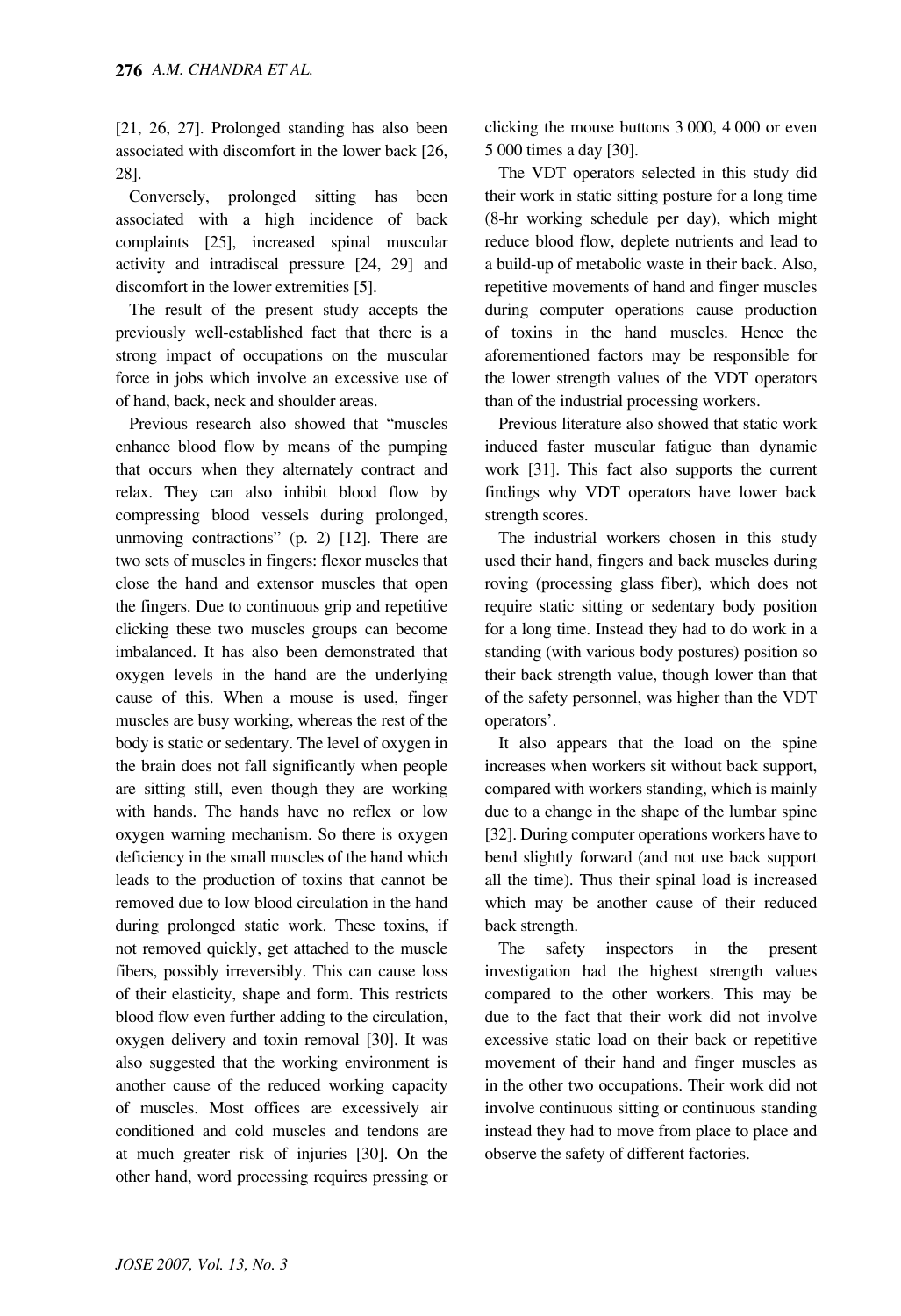[21, 26, 27]. Prolonged standing has also been associated with discomfort in the lower back [26, 28].

Conversely, prolonged sitting has been associated with a high incidence of back complaints [25], increased spinal muscular activity and intradiscal pressure [24, 29] and discomfort in the lower extremities [5].

The result of the present study accepts the previously well-established fact that there is a strong impact of occupations on the muscular force in jobs which involve an excessive use of of hand, back, neck and shoulder areas.

Previous research also showed that "muscles enhance blood flow by means of the pumping that occurs when they alternately contract and relax. They can also inhibit blood flow by compressing blood vessels during prolonged, unmoving contractions" (p. 2) [12]. There are two sets of muscles in fingers: flexor muscles that close the hand and extensor muscles that open the fingers. Due to continuous grip and repetitive clicking these two muscles groups can become imbalanced. It has also been demonstrated that oxygen levels in the hand are the underlying cause of this. When a mouse is used, finger muscles are busy working, whereas the rest of the body is static or sedentary. The level of oxygen in the brain does not fall significantly when people are sitting still, even though they are working with hands. The hands have no reflex or low oxygen warning mechanism. So there is oxygen deficiency in the small muscles of the hand which leads to the production of toxins that cannot be removed due to low blood circulation in the hand during prolonged static work. These toxins, if not removed quickly, get attached to the muscle fibers, possibly irreversibly. This can cause loss of their elasticity, shape and form. This restricts blood flow even further adding to the circulation, oxygen delivery and toxin removal [30]. It was also suggested that the working environment is another cause of the reduced working capacity of muscles. Most offices are excessively air conditioned and cold muscles and tendons are at much greater risk of injuries [30]. On the other hand, word processing requires pressing or clicking the mouse buttons 3 000, 4 000 or even 5 000 times a day [30].

The VDT operators selected in this study did their work in static sitting posture for a long time (8-hr working schedule per day), which might reduce blood flow, deplete nutrients and lead to a build-up of metabolic waste in their back. Also, repetitive movements of hand and finger muscles during computer operations cause production of toxins in the hand muscles. Hence the aforementioned factors may be responsible for the lower strength values of the VDT operators than of the industrial processing workers.

Previous literature also showed that static work induced faster muscular fatigue than dynamic work [31]. This fact also supports the current findings why VDT operators have lower back strength scores.

The industrial workers chosen in this study used their hand, fingers and back muscles during roving (processing glass fiber), which does not require static sitting or sedentary body position for a long time. Instead they had to do work in a standing (with various body postures) position so their back strength value, though lower than that of the safety personnel, was higher than the VDT operators'.

It also appears that the load on the spine increases when workers sit without back support, compared with workers standing, which is mainly due to a change in the shape of the lumbar spine [32]. During computer operations workers have to bend slightly forward (and not use back support all the time). Thus their spinal load is increased which may be another cause of their reduced back strength.

The safety inspectors in the present investigation had the highest strength values compared to the other workers. This may be due to the fact that their work did not involve excessive static load on their back or repetitive movement of their hand and finger muscles as in the other two occupations. Their work did not involve continuous sitting or continuous standing instead they had to move from place to place and observe the safety of different factories.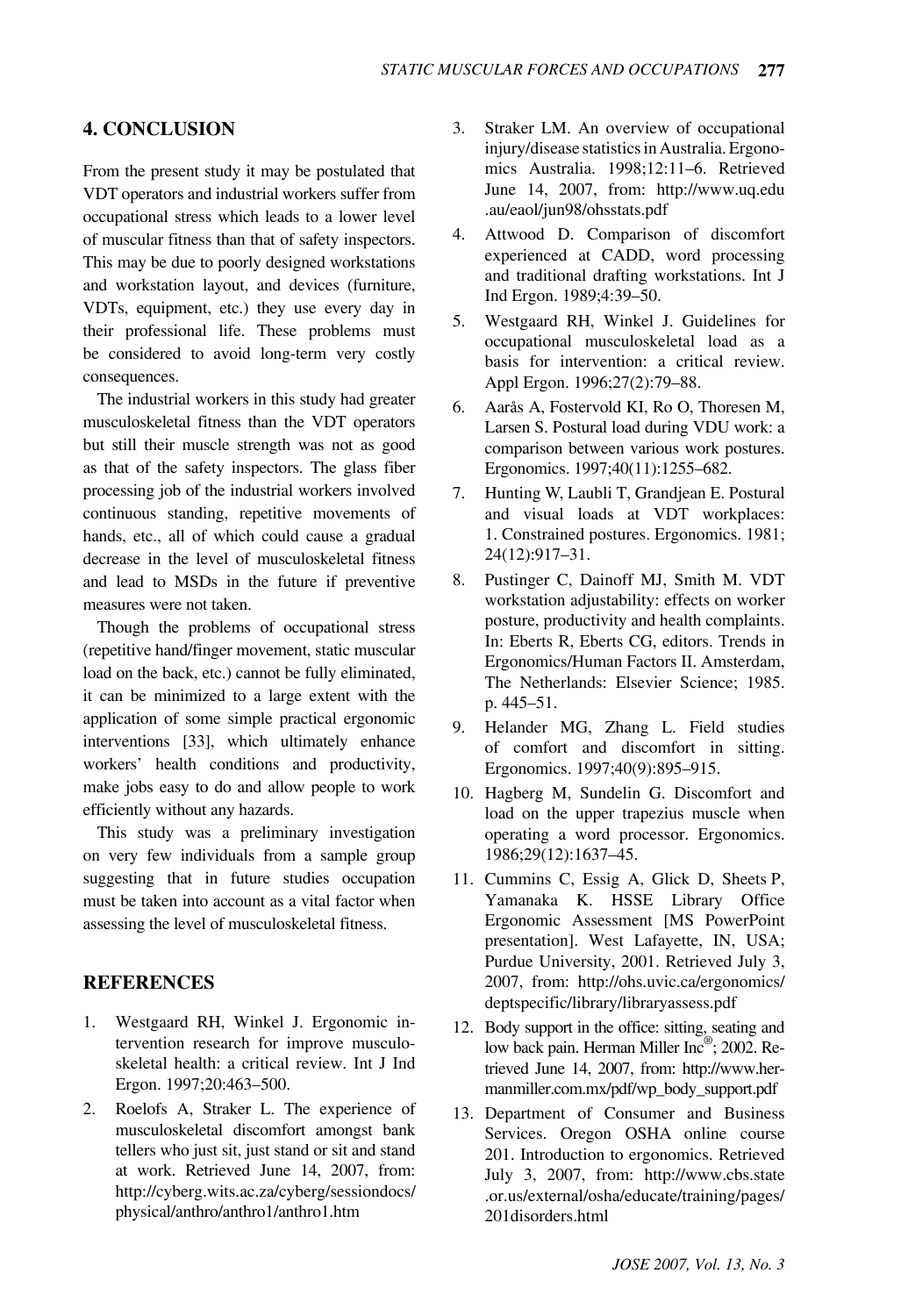## 4. CONCLUSION

From the present study it may be postulated that VDT operators and industrial workers suffer from occupational stress which leads to a lower level of muscular fitness than that of safety inspectors. This may be due to poorly designed workstations and workstation layout, and devices (furniture, VDTs, equipment, etc.) they use every day in their professional life. These problems must be considered to avoid long-term very costly consequences.

The industrial workers in this study had greater musculoskeletal fitness than the VDT operators but still their muscle strength was not as good as that of the safety inspectors. The glass fiber processing job of the industrial workers involved continuous standing, repetitive movements of hands, etc., all of which could cause a gradual decrease in the level of musculoskeletal fitness and lead to MSDs in the future if preventive measures were not taken.

Though the problems of occupational stress (repetitive hand/finger movement, static muscular load on the back, etc.) cannot be fully eliminated, it can be minimized to a large extent with the application of some simple practical ergonomic interventions [33], which ultimately enhance workers' health conditions and productivity, make jobs easy to do and allow people to work efficiently without any hazards.

This study was a preliminary investigation on very few individuals from a sample group suggesting that in future studies occupation must be taken into account as a vital factor when assessing the level of musculoskeletal fitness.

## REFERENCES

1. Westgaard RH, Winkel J. Ergonomic intervention research for improve musculoskeletal health: a critical review. Int J Ind Ergon. 1997;20:463–500.
2. Roelofs A, Straker L. The experience of musculoskeletal discomfort amongst bank tellers who just sit, just stand or sit and stand at work. Retrieved June 14, 2007, from: http://cyberg.wits.ac.za/cyberg/sessiondocs/physical/anthro/anthro1/anthro1.htm
3. Straker LM. An overview of occupational injury/disease statistics in Australia. Ergonomics Australia. 1998;12:11–6. Retrieved June 14, 2007, from: http://www.uq.edu.au/eaol/jun98/ohsstats.pdf
4. Attwood D. Comparison of discomfort experienced at CADD, word processing and traditional drafting workstations. Int J Ind Ergon. 1989;4:39–50.
5. Westgaard RH, Winkel J. Guidelines for occupational musculoskeletal load as a basis for intervention: a critical review. Appl Ergon. 1996;27(2):79–88.
6. Aarås A, Fostervold KI, Ro O, Thoresen M, Larsen S. Postural load during VDU work: a comparison between various work postures. Ergonomics. 1997;40(11):1255–682.
7. Hunting W, Laubli T, Grandjean E. Postural and visual loads at VDT workplaces: 1. Constrained postures. Ergonomics. 1981;24(12):917–31.
8. Pustinger C, Dainoff MJ, Smith M. VDT workstation adjustability: effects on worker posture, productivity and health complaints. In: Eberts R, Eberts CG, editors. Trends in Ergonomics/Human Factors II. Amsterdam, The Netherlands: Elsevier Science; 1985. p. 445–51.
9. Helander MG, Zhang L. Field studies of comfort and discomfort in sitting. Ergonomics. 1997;40(9):895–915.
10. Hagberg M, Sundelin G. Discomfort and load on the upper trapezius muscle when operating a word processor. Ergonomics. 1986;29(12):1637–45.
11. Cummins C, Essig A, Glick D, Sheets P, Yamanaka K. HSSE Library Office Ergonomic Assessment [MS PowerPoint presentation]. West Lafayette, IN, USA; Purdue University, 2001. Retrieved July 3, 2007, from: http://ohs.uvic.ca/ergonomics/deptspecific/library/libraryassess.pdf
12. Body support in the office: sitting, seating and low back pain. Herman Miller Inc®; 2002. Retrieved June 14, 2007, from: http://www.hermanmiller.com.mx/pdf/wp_body_support.pdf
13. Department of Consumer and Business Services. Oregon OSHA online course 201. Introduction to ergonomics. Retrieved July 3, 2007, from: http://www.cbs.state.or.us/external/osha/educate/training/pages/201disorders.html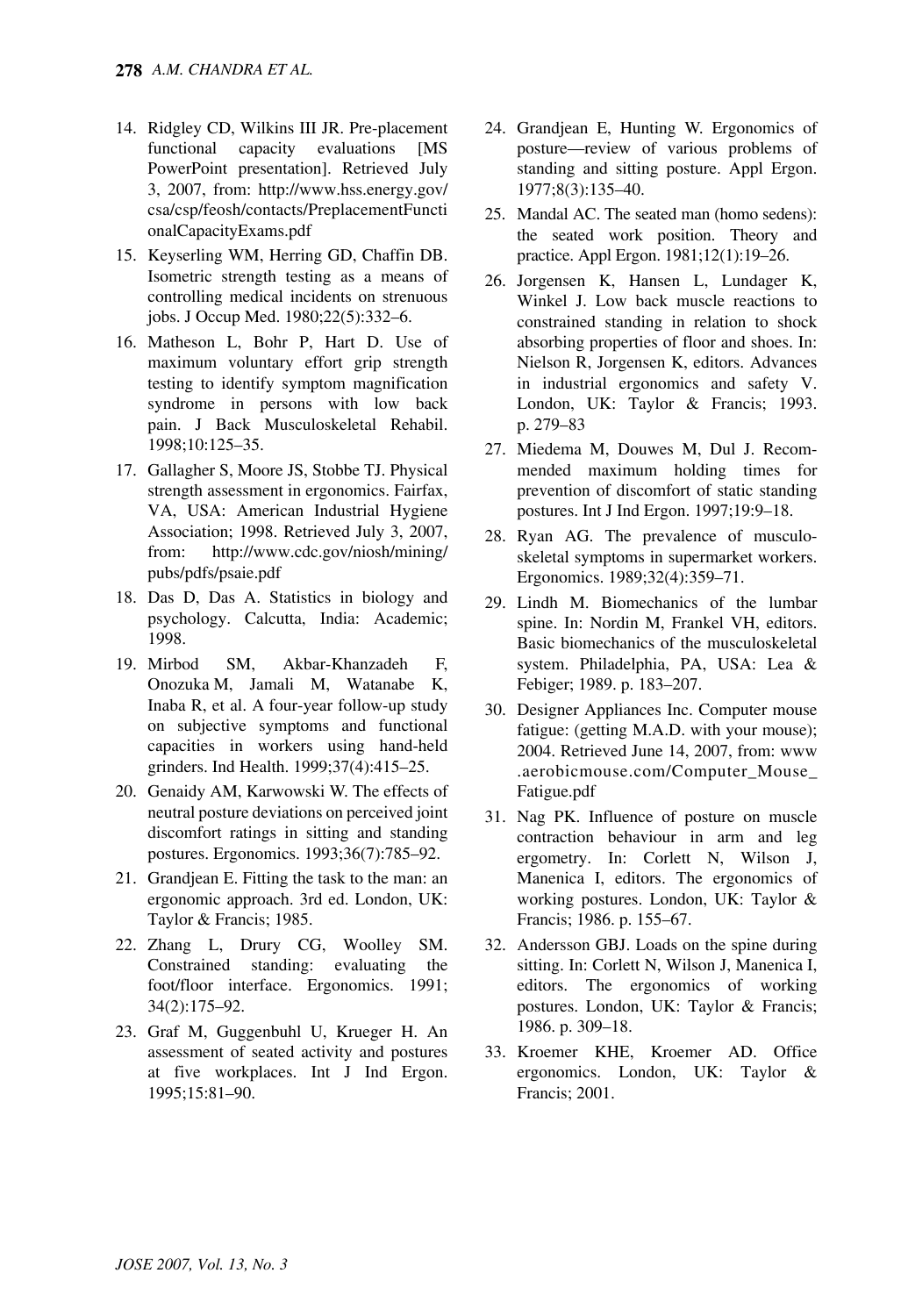14. Ridgley CD, Wilkins III JR. Pre-placement functional capacity evaluations [MS PowerPoint presentation]. Retrieved July 3, 2007, from: http://www.hss.energy.gov/csa/csp/feosh/contacts/PreplacementFunctionalCapacityExams.pdf
15. Keyserling WM, Herring GD, Chaffin DB. Isometric strength testing as a means of controlling medical incidents on strenuous jobs. J Occup Med. 1980;22(5):332–6.
16. Matheson L, Bohr P, Hart D. Use of maximum voluntary effort grip strength testing to identify symptom magnification syndrome in persons with low back pain. J Back Musculoskeletal Rehabil. 1998;10:125–35.
17. Gallagher S, Moore JS, Stobbe TJ. Physical strength assessment in ergonomics. Fairfax, VA, USA: American Industrial Hygiene Association; 1998. Retrieved July 3, 2007, from: http://www.cdc.gov/niosh/mining/pubs/pdfs/psaie.pdf
18. Das D, Das A. Statistics in biology and psychology. Calcutta, India: Academic; 1998.
19. Mirbod SM, Akbar-Khanzadeh F, Onozuka M, Jamali M, Watanabe K, Inaba R, et al. A four-year follow-up study on subjective symptoms and functional capacities in workers using hand-held grinders. Ind Health. 1999;37(4):415–25.
20. Genaidy AM, Karwowski W. The effects of neutral posture deviations on perceived joint discomfort ratings in sitting and standing postures. Ergonomics. 1993;36(7):785–92.
21. Grandjean E. Fitting the task to the man: an ergonomic approach. 3rd ed. London, UK: Taylor & Francis; 1985.
22. Zhang L, Drury CG, Woolley SM. Constrained standing: evaluating the foot/floor interface. Ergonomics. 1991; 34(2):175–92.
23. Graf M, Guggenbuhl U, Krueger H. An assessment of seated activity and postures at five workplaces. Int J Ind Ergon. 1995;15:81–90.
24. Grandjean E, Hunting W. Ergonomics of posture—review of various problems of standing and sitting posture. Appl Ergon. 1977;8(3):135–40.
25. Mandal AC. The seated man (homo sedens): the seated work position. Theory and practice. Appl Ergon. 1981;12(1):19–26.
26. Jorgensen K, Hansen L, Lundager K, Winkel J. Low back muscle reactions to constrained standing in relation to shock absorbing properties of floor and shoes. In: Nielson R, Jorgensen K, editors. Advances in industrial ergonomics and safety V. London, UK: Taylor & Francis; 1993. p. 279–83
27. Miedema M, Douwes M, Dul J. Recommended maximum holding times for prevention of discomfort of static standing postures. Int J Ind Ergon. 1997;19:9–18.
28. Ryan AG. The prevalence of musculoskeletal symptoms in supermarket workers. Ergonomics. 1989;32(4):359–71.
29. Lindh M. Biomechanics of the lumbar spine. In: Nordin M, Frankel VH, editors. Basic biomechanics of the musculoskeletal system. Philadelphia, PA, USA: Lea & Febiger; 1989. p. 183–207.
30. Designer Appliances Inc. Computer mouse fatigue: (getting M.A.D. with your mouse); 2004. Retrieved June 14, 2007, from: www.aerobicmouse.com/Computer_Mouse_Fatigue.pdf
31. Nag PK. Influence of posture on muscle contraction behaviour in arm and leg ergometry. In: Corlett N, Wilson J, Manenica I, editors. The ergonomics of working postures. London, UK: Taylor & Francis; 1986. p. 155–67.
32. Andersson GBJ. Loads on the spine during sitting. In: Corlett N, Wilson J, Manenica I, editors. The ergonomics of working postures. London, UK: Taylor & Francis; 1986. p. 309–18.
33. Kroemer KHE, Kroemer AD. Office ergonomics. London, UK: Taylor & Francis; 2001.